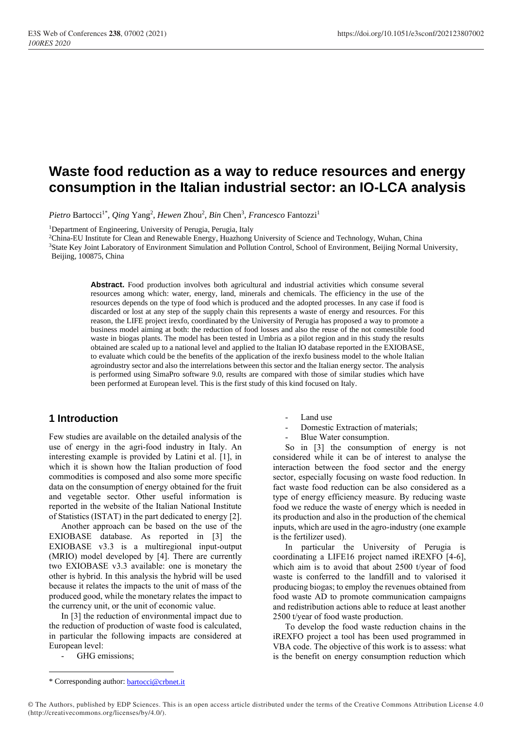# Waste food reduction as a way to reduce resources and energy consumption in the Italian industrial sector: an IO-LCA analysis

*Pietro* Bartocci[1*], *Qing* Yang[2], *Hewen* Zhou[2], *Bin* Chen[3], *Francesco* Fantozzi[1]

[1]Department of Engineering, University of Perugia, Perugia, Italy

[2]China-EU Institute for Clean and Renewable Energy, Huazhong University of Science and Technology, Wuhan, China

[3]State Key Joint Laboratory of Environment Simulation and Pollution Control, School of Environment, Beijing Normal University, Beijing, 100875, China

**Abstract.** Food production involves both agricultural and industrial activities which consume several resources among which: water, energy, land, minerals and chemicals. The efficiency in the use of the resources depends on the type of food which is produced and the adopted processes. In any case if food is discarded or lost at any step of the supply chain this represents a waste of energy and resources. For this reason, the LIFE project irexfo, coordinated by the University of Perugia has proposed a way to promote a business model aiming at both: the reduction of food losses and also the reuse of the not comestible food waste in biogas plants. The model has been tested in Umbria as a pilot region and in this study the results obtained are scaled up to a national level and applied to the Italian IO database reported in the EXIOBASE, to evaluate which could be the benefits of the application of the irexfo business model to the whole Italian agroindustry sector and also the interrelations between this sector and the Italian energy sector. The analysis is performed using SimaPro software 9.0, results are compared with those of similar studies which have been performed at European level. This is the first study of this kind focused on Italy.

## 1 Introduction

Few studies are available on the detailed analysis of the use of energy in the agri-food industry in Italy. An interesting example is provided by Latini et al. [1], in which it is shown how the Italian production of food commodities is composed and also some more specific data on the consumption of energy obtained for the fruit and vegetable sector. Other useful information is reported in the website of the Italian National Institute of Statistics (ISTAT) in the part dedicated to energy [2].

Another approach can be based on the use of the EXIOBASE database. As reported in [3] the EXIOBASE v3.3 is a multiregional input-output (MRIO) model developed by [4]. There are currently two EXIOBASE v3.3 available: one is monetary the other is hybrid. In this analysis the hybrid will be used because it relates the impacts to the unit of mass of the produced good, while the monetary relates the impact to the currency unit, or the unit of economic value.

In [3] the reduction of environmental impact due to the reduction of production of waste food is calculated, in particular the following impacts are considered at European level:

- GHG emissions;
- Land use
- Domestic Extraction of materials;
- Blue Water consumption.

So in [3] the consumption of energy is not considered while it can be of interest to analyse the interaction between the food sector and the energy sector, especially focusing on waste food reduction. In fact waste food reduction can be also considered as a type of energy efficiency measure. By reducing waste food we reduce the waste of energy which is needed in its production and also in the production of the chemical inputs, which are used in the agro-industry (one example is the fertilizer used).

In particular the University of Perugia is coordinating a LIFE16 project named iREXFO [4-6], which aim is to avoid that about 2500 t/year of food waste is conferred to the landfill and to valorised it producing biogas; to employ the revenues obtained from food waste AD to promote communication campaigns and redistribution actions able to reduce at least another 2500 t/year of food waste production.

To develop the food waste reduction chains in the iREXFO project a tool has been used programmed in VBA code. The objective of this work is to assess: what is the benefit on energy consumption reduction which

\* Corresponding author: bartocci@crbnet.it

© The Authors, published by EDP Sciences. This is an open access article distributed under the terms of the Creative Commons Attribution License 4.0 (http://creativecommons.org/licenses/by/4.0/).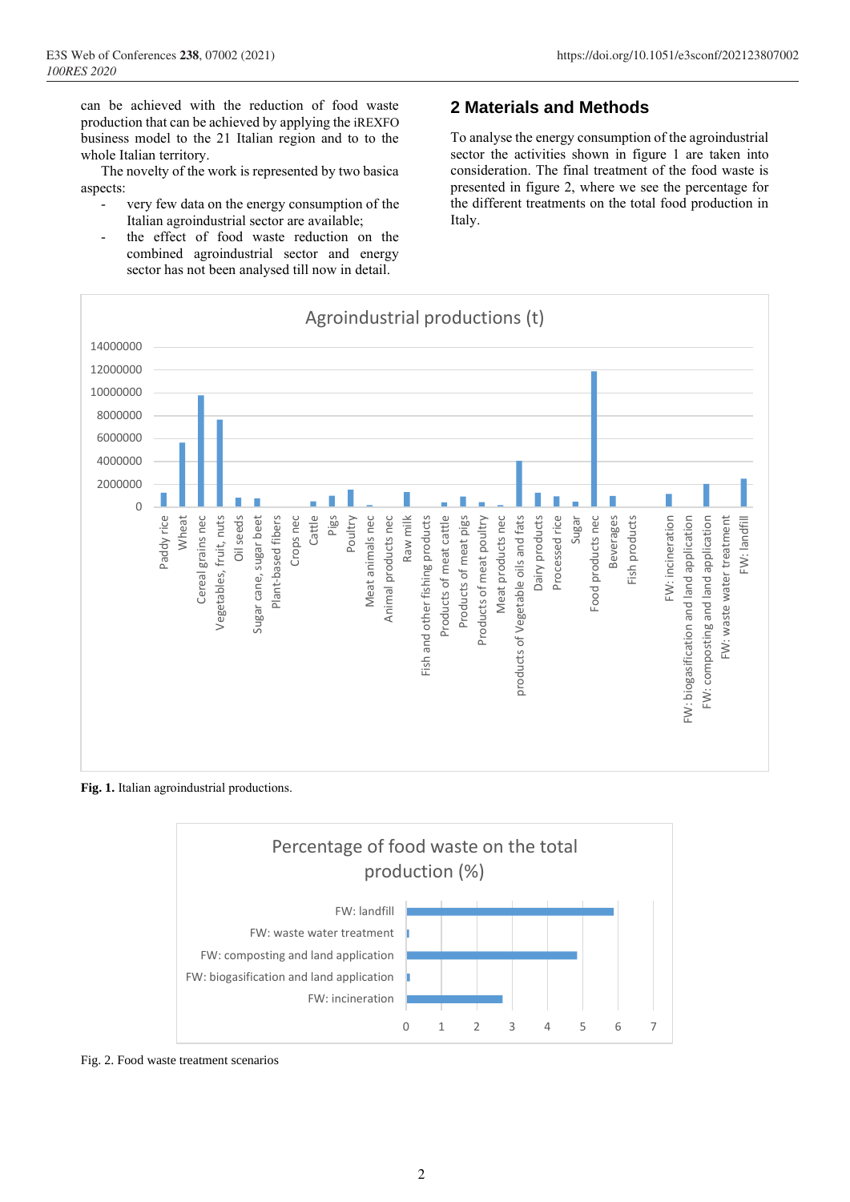can be achieved with the reduction of food waste production that can be achieved by applying the iREXFO business model to the 21 Italian region and to to the whole Italian territory.

The novelty of the work is represented by two basica aspects:

- very few data on the energy consumption of the Italian agroindustrial sector are available;
- the effect of food waste reduction on the combined agroindustrial sector and energy sector has not been analysed till now in detail.

## 2 Materials and Methods

To analyse the energy consumption of the agroindustrial sector the activities shown in figure 1 are taken into consideration. The final treatment of the food waste is presented in figure 2, where we see the percentage for the different treatments on the total food production in Italy.

**Fig. 1.** Italian agroindustrial productions.

Fig. 2. Food waste treatment scenarios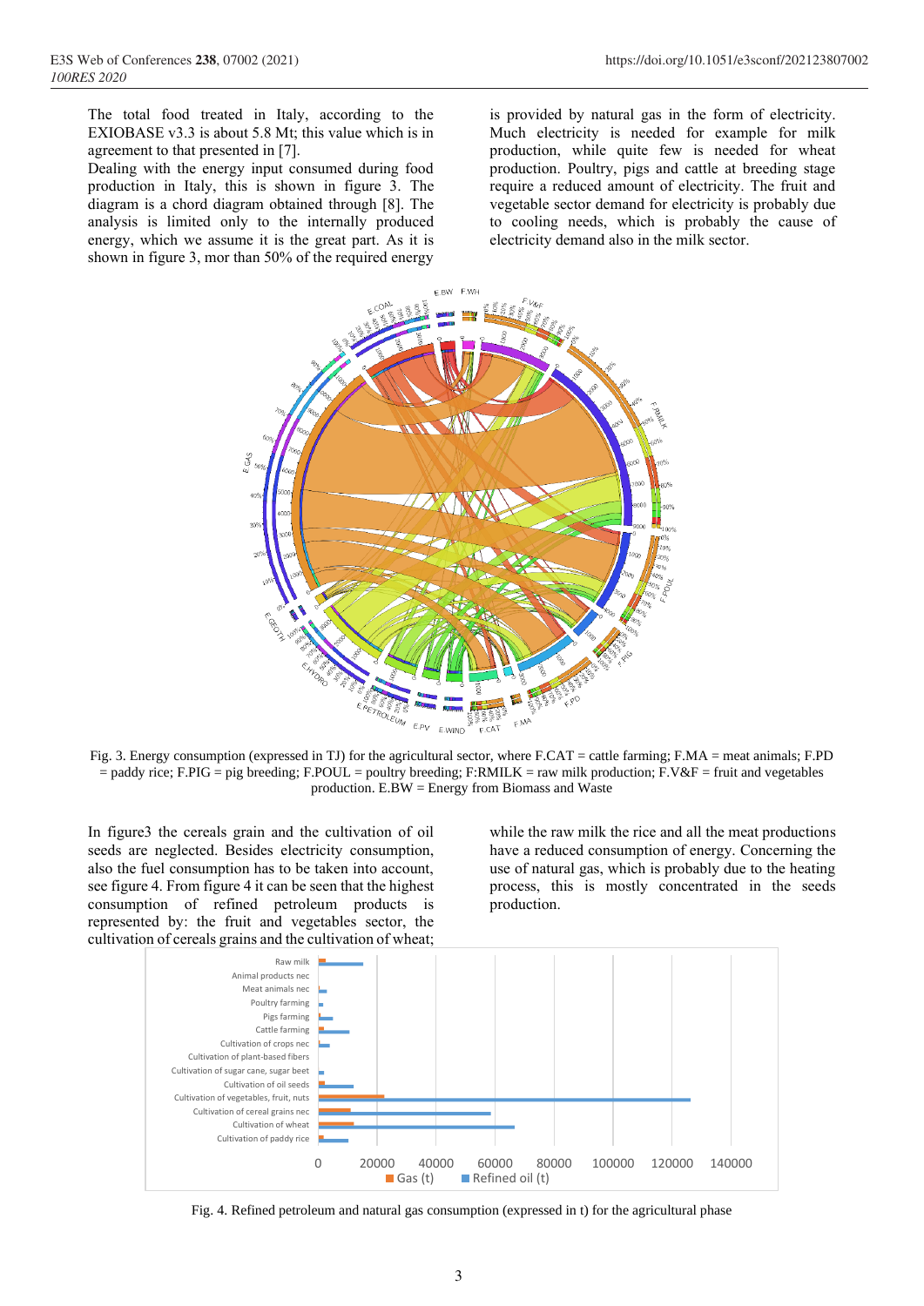The total food treated in Italy, according to the EXIOBASE v3.3 is about 5.8 Mt; this value which is in agreement to that presented in [7].

Dealing with the energy input consumed during food production in Italy, this is shown in figure 3. The diagram is a chord diagram obtained through [8]. The analysis is limited only to the internally produced energy, which we assume it is the great part. As it is shown in figure 3, mor than 50% of the required energy is provided by natural gas in the form of electricity. Much electricity is needed for example for milk production, while quite few is needed for wheat production. Poultry, pigs and cattle at breeding stage require a reduced amount of electricity. The fruit and vegetable sector demand for electricity is probably due to cooling needs, which is probably the cause of electricity demand also in the milk sector.

Fig. 3. Energy consumption (expressed in TJ) for the agricultural sector, where F.CAT = cattle farming; F.MA = meat animals; F.PD = paddy rice; F.PIG = pig breeding; F.POUL = poultry breeding; F:RMILK = raw milk production; F.V&F = fruit and vegetables production. E.BW = Energy from Biomass and Waste

In figure3 the cereals grain and the cultivation of oil seeds are neglected. Besides electricity consumption, also the fuel consumption has to be taken into account, see figure 4. From figure 4 it can be seen that the highest consumption of refined petroleum products is represented by: the fruit and vegetables sector, the cultivation of cereals grains and the cultivation of wheat; while the raw milk the rice and all the meat productions have a reduced consumption of energy. Concerning the use of natural gas, which is probably due to the heating process, this is mostly concentrated in the seeds production.

Fig. 4. Refined petroleum and natural gas consumption (expressed in t) for the agricultural phase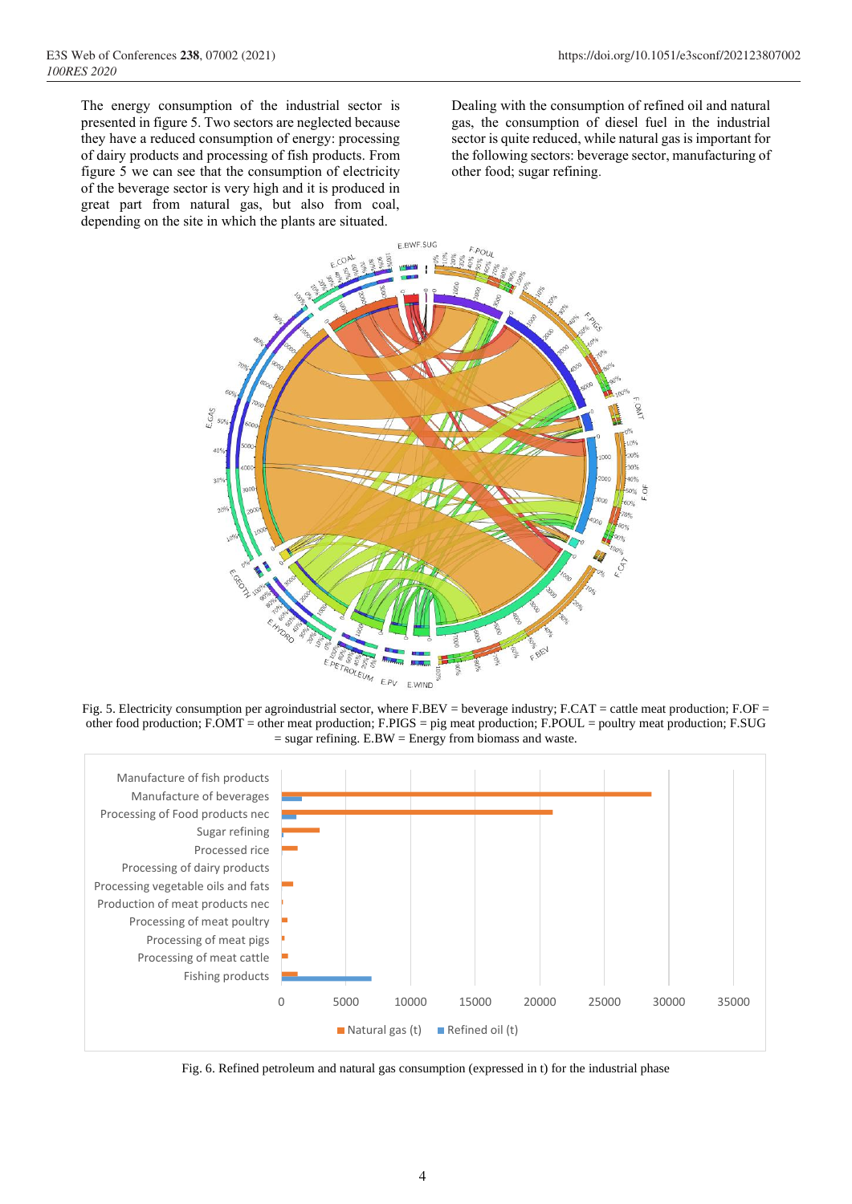The energy consumption of the industrial sector is presented in figure 5. Two sectors are neglected because they have a reduced consumption of energy: processing of dairy products and processing of fish products. From figure 5 we can see that the consumption of electricity of the beverage sector is very high and it is produced in great part from natural gas, but also from coal, depending on the site in which the plants are situated.

Dealing with the consumption of refined oil and natural gas, the consumption of diesel fuel in the industrial sector is quite reduced, while natural gas is important for the following sectors: beverage sector, manufacturing of other food; sugar refining.

Fig. 5. Electricity consumption per agroindustrial sector, where F.BEV = beverage industry; F.CAT = cattle meat production; F.OF = other meat production; F.OMT = other meat production; F.PIGS = pig meat production; F.POUL = poultry meat production; F.SUG = sugar refining. E.BW = Energy from biomass and waste.

Fig. 6. Refined petroleum and natural gas consumption (expressed in t) for the industrial phase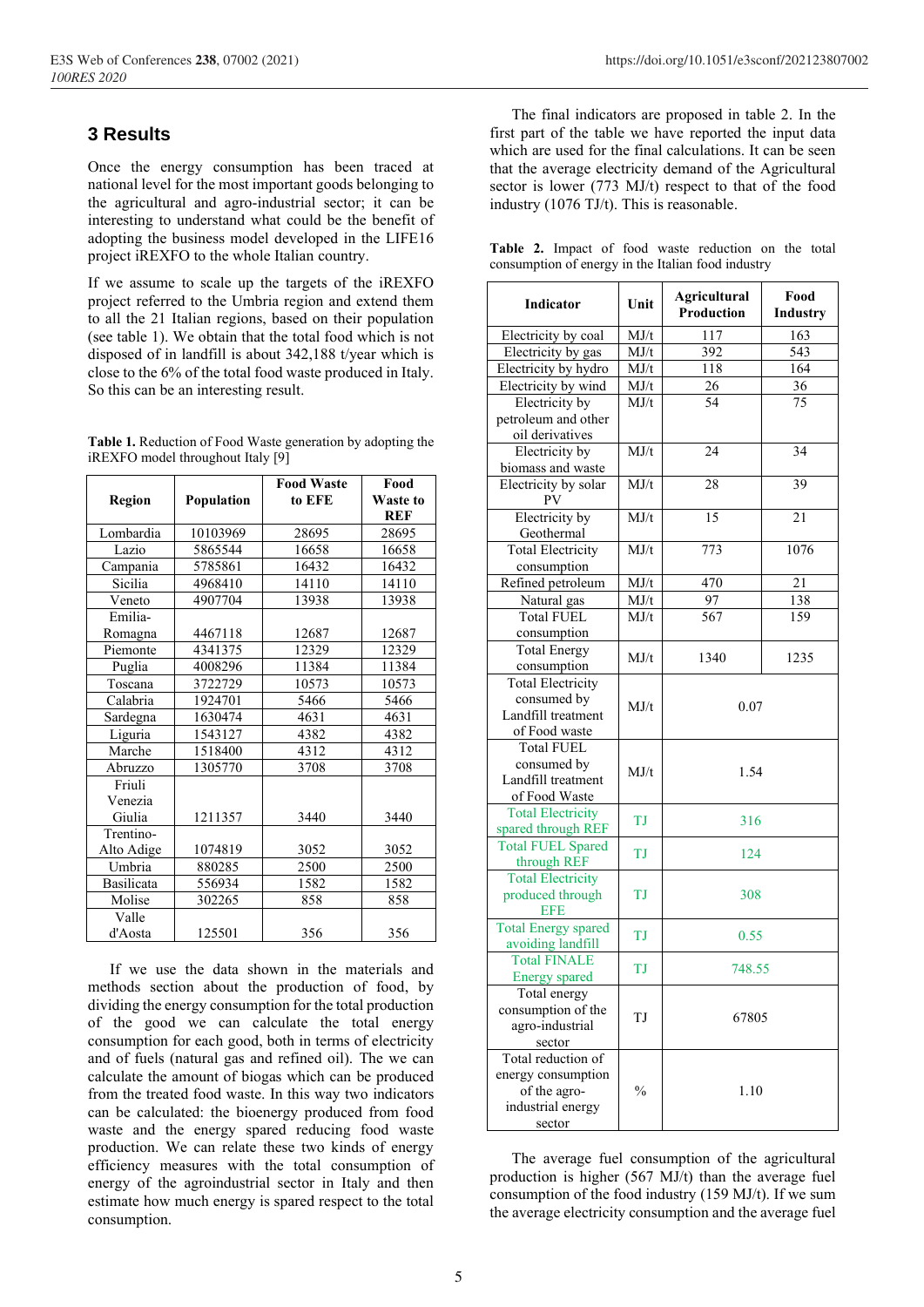## 3 Results

Once the energy consumption has been traced at national level for the most important goods belonging to the agricultural and agro-industrial sector; it can be interesting to understand what could be the benefit of adopting the business model developed in the LIFE16 project iREXFO to the whole Italian country.

If we assume to scale up the targets of the iREXFO project referred to the Umbria region and extend them to all the 21 Italian regions, based on their population (see table 1). We obtain that the total food which is not disposed of in landfill is about 342,188 t/year which is close to the 6% of the total food waste produced in Italy. So this can be an interesting result.

**Table 1.** Reduction of Food Waste generation by adopting the iREXFO model throughout Italy [9]

| Region | Population | Food Waste to EFE | Food Waste to REF |
|---|---|---|---|
| Lombardia | 10103969 | 28695 | 28695 |
| Lazio | 5865544 | 16658 | 16658 |
| Campania | 5785861 | 16432 | 16432 |
| Sicilia | 4968410 | 14110 | 14110 |
| Veneto | 4907704 | 13938 | 13938 |
| Emilia-Romagna | 4467118 | 12687 | 12687 |
| Piemonte | 4341375 | 12329 | 12329 |
| Puglia | 4008296 | 11384 | 11384 |
| Toscana | 3722729 | 10573 | 10573 |
| Calabria | 1924701 | 5466 | 5466 |
| Sardegna | 1630474 | 4631 | 4631 |
| Liguria | 1543127 | 4382 | 4382 |
| Marche | 1518400 | 4312 | 4312 |
| Abruzzo | 1305770 | 3708 | 3708 |
| Friuli Venezia Giulia | 1211357 | 3440 | 3440 |
| Trentino-Alto Adige | 1074819 | 3052 | 3052 |
| Umbria | 880285 | 2500 | 2500 |
| Basilicata | 556934 | 1582 | 1582 |
| Molise | 302265 | 858 | 858 |
| Valle d'Aosta | 125501 | 356 | 356 |

If we use the data shown in the materials and methods section about the production of food, by dividing the energy consumption for the total production of the good we can calculate the total energy consumption for each good, both in terms of electricity and of fuels (natural gas and refined oil). The we can calculate the amount of biogas which can be produced from the treated food waste. In this way two indicators can be calculated: the bioenergy produced from food waste and the energy spared reducing food waste production. We can relate these two kinds of energy efficiency measures with the total consumption of energy of the agroindustrial sector in Italy and then estimate how much energy is spared respect to the total consumption.

The final indicators are proposed in table 2. In the first part of the table we have reported the input data which are used for the final calculations. It can be seen that the average electricity demand of the Agricultural sector is lower (773 MJ/t) respect to that of the food industry (1076 TJ/t). This is reasonable.

**Table 2.** Impact of food waste reduction on the total consumption of energy in the Italian food industry

| Indicator | Unit | Agricultural Production | Food Industry |
|---|---|---|---|
| Electricity by coal | MJ/t | 117 | 163 |
| Electricity by gas | MJ/t | 392 | 543 |
| Electricity by hydro | MJ/t | 118 | 164 |
| Electricity by wind | MJ/t | 26 | 36 |
| Electricity by petroleum and other oil derivatives | MJ/t | 54 | 75 |
| Electricity by biomass and waste | MJ/t | 24 | 34 |
| Electricity by solar PV | MJ/t | 28 | 39 |
| Electricity by Geothermal | MJ/t | 15 | 21 |
| Total Electricity consumption | MJ/t | 773 | 1076 |
| Refined petroleum | MJ/t | 470 | 21 |
| Natural gas | MJ/t | 97 | 138 |
| Total FUEL consumption | MJ/t | 567 | 159 |
| Total Energy consumption | MJ/t | 1340 | 1235 |
| Total Electricity consumed by Landfill treatment of Food waste | MJ/t | 0.07 | |
| Total FUEL consumed by Landfill treatment of Food Waste | MJ/t | 1.54 | |
| Total Electricity spared through REF | TJ | 316 | |
| Total FUEL Spared through REF | TJ | 124 | |
| Total Electricity produced through EFE | TJ | 308 | |
| Total Energy spared avoiding landfill | TJ | 0.55 | |
| Total FINALE Energy spared | TJ | 748.55 | |
| Total energy consumption of the agro-industrial sector | TJ | 67805 | |
| Total reduction of energy consumption of the agro-industrial energy sector | % | 1.10 | |

The average fuel consumption of the agricultural production is higher (567 MJ/t) than the average fuel consumption of the food industry (159 MJ/t). If we sum the average electricity consumption and the average fuel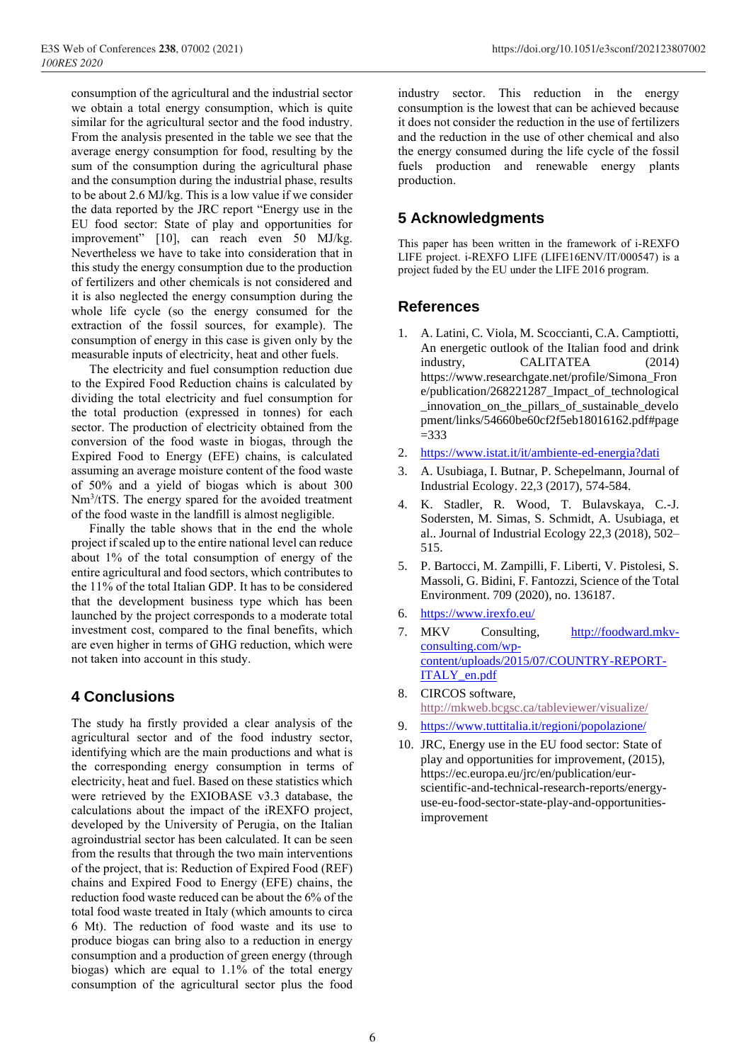consumption of the agricultural and the industrial sector we obtain a total energy consumption, which is quite similar for the agricultural sector and the food industry. From the analysis presented in the table we see that the average energy consumption for food, resulting by the sum of the consumption during the agricultural phase and the consumption during the industrial phase, results to be about 2.6 MJ/kg. This is a low value if we consider the data reported by the JRC report "Energy use in the EU food sector: State of play and opportunities for improvement" [10], can reach even 50 MJ/kg. Nevertheless we have to take into consideration that in this study the energy consumption due to the production of fertilizers and other chemicals is not considered and it is also neglected the energy consumption during the whole life cycle (so the energy consumed for the extraction of the fossil sources, for example). The consumption of energy in this case is given only by the measurable inputs of electricity, heat and other fuels.

The electricity and fuel consumption reduction due to the Expired Food Reduction chains is calculated by dividing the total electricity and fuel consumption for the total production (expressed in tonnes) for each sector. The production of electricity obtained from the conversion of the food waste in biogas, through the Expired Food to Energy (EFE) chains, is calculated assuming an average moisture content of the food waste of 50% and a yield of biogas which is about 300 $Nm^3/tTS$. The energy spared for the avoided treatment of the food waste in the landfill is almost negligible.

Finally the table shows that in the end the whole project if scaled up to the entire national level can reduce about 1% of the total consumption of energy of the entire agricultural and food sectors, which contributes to the 11% of the total Italian GDP. It has to be considered that the development business type which has been launched by the project corresponds to a moderate total investment cost, compared to the final benefits, which are even higher in terms of GHG reduction, which were not taken into account in this study.

## 4 Conclusions

The study ha firstly provided a clear analysis of the agricultural sector and of the food industry sector, identifying which are the main productions and what is the corresponding energy consumption in terms of electricity, heat and fuel. Based on these statistics which were retrieved by the EXIOBASE v3.3 database, the calculations about the impact of the iREXFO project, developed by the University of Perugia, on the Italian agroindustrial sector has been calculated. It can be seen from the results that through the two main interventions of the project, that is: Reduction of Expired Food (REF) chains and Expired Food to Energy (EFE) chains, the reduction food waste reduced can be about the 6% of the total food waste treated in Italy (which amounts to circa 6 Mt). The reduction of food waste and its use to produce biogas can bring also to a reduction in energy consumption and a production of green energy (through biogas) which are equal to 1.1% of the total energy consumption of the agricultural sector plus the food industry sector. This reduction in the energy consumption is the lowest that can be achieved because it does not consider the reduction in the use of fertilizers and the reduction in the use of other chemical and also the energy consumed during the life cycle of the fossil fuels production and renewable energy plants production.

## 5 Acknowledgments

This paper has been written in the framework of i-REXFO LIFE project. i-REXFO LIFE (LIFE16ENV/IT/000547) is a project fuded by the EU under the LIFE 2016 program.

## References

1. A. Latini, C. Viola, M. Scoccianti, C.A. Camptiotti, An energetic outlook of the Italian food and drink industry, CALITATEA (2014) https://www.researchgate.net/profile/Simona_Frone/publication/268221287_Impact_of_technological_innovation_on_the_pillars_of_sustainable_development/links/54660be60cf2f5eb18016162.pdf#page=333
2. https://www.istat.it/it/ambiente-ed-energia?dati
3. A. Usubiaga, I. Butnar, P. Schepelmann, Journal of Industrial Ecology. 22,3 (2017), 574-584.
4. K. Stadler, R. Wood, T. Bulavskaya, C.-J. Sodersten, M. Simas, S. Schmidt, A. Usubiaga, et al.. Journal of Industrial Ecology 22,3 (2018), 502–515.
5. P. Bartocci, M. Zampilli, F. Liberti, V. Pistolesi, S. Massoli, G. Bidini, F. Fantozzi, Science of the Total Environment. 709 (2020), no. 136187.
6. https://www.irexfo.eu/
7. MKV Consulting, http://foodward.mkv-consulting.com/wp-content/uploads/2015/07/COUNTRY-REPORT-ITALY_en.pdf
8. CIRCOS software, http://mkweb.bcgsc.ca/tableviewer/visualize/
9. https://www.tuttitalia.it/regioni/popolazione/
10. JRC, Energy use in the EU food sector: State of play and opportunities for improvement, (2015), https://ec.europa.eu/jrc/en/publication/eur-scientific-and-technical-research-reports/energy-use-eu-food-sector-state-play-and-opportunities-improvement